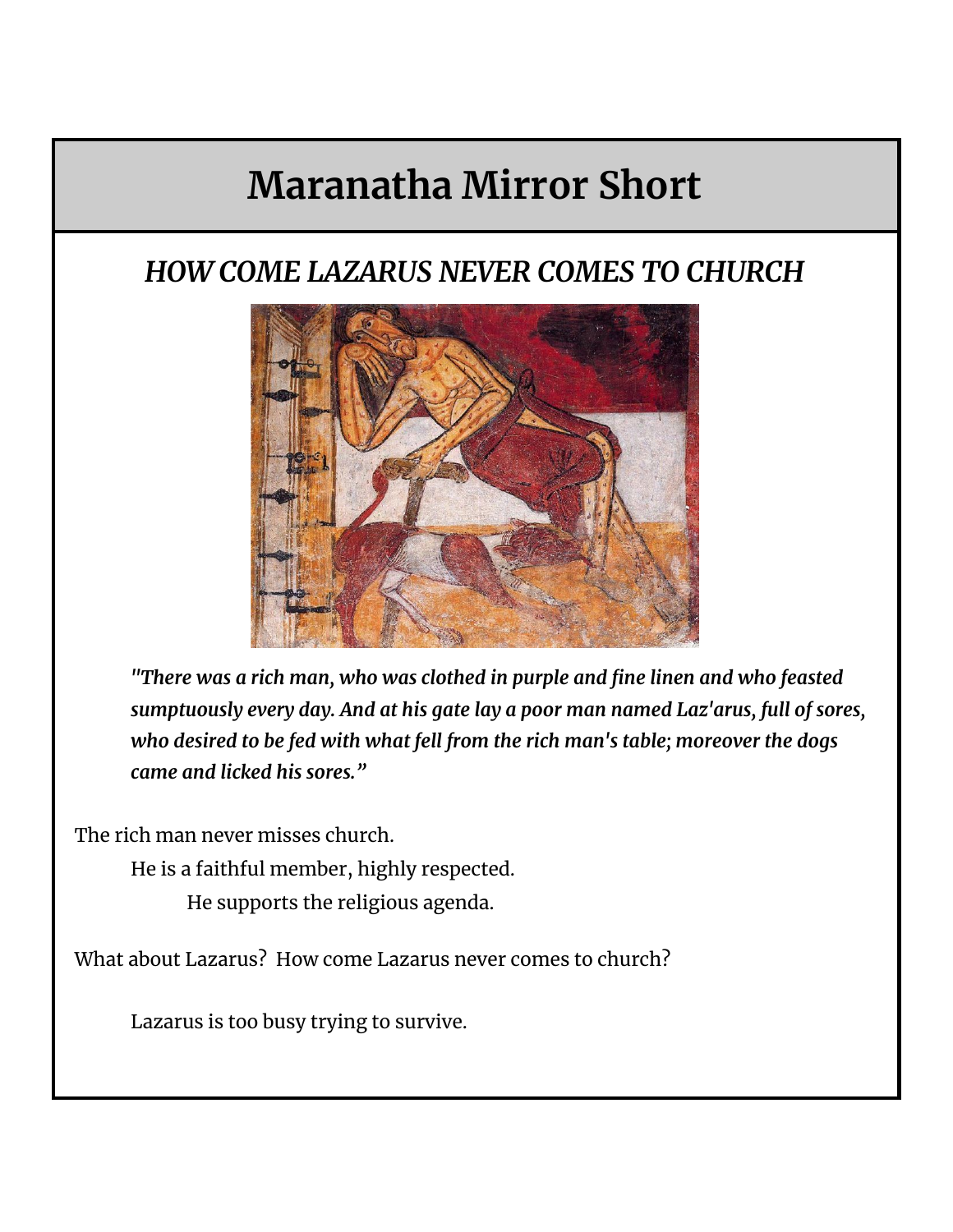# Maranatha Mirror Short

## *HOW COME LAZARUS NEVER COMES TO CHURCH*

***"There was a rich man, who was clothed in purple and fine linen and who feasted sumptuously every day. And at his gate lay a poor man named Laz'arus, full of sores, who desired to be fed with what fell from the rich man's table; moreover the dogs came and licked his sores."***

The rich man never misses church.

He is a faithful member, highly respected.

He supports the religious agenda.

What about Lazarus? How come Lazarus never comes to church?

Lazarus is too busy trying to survive.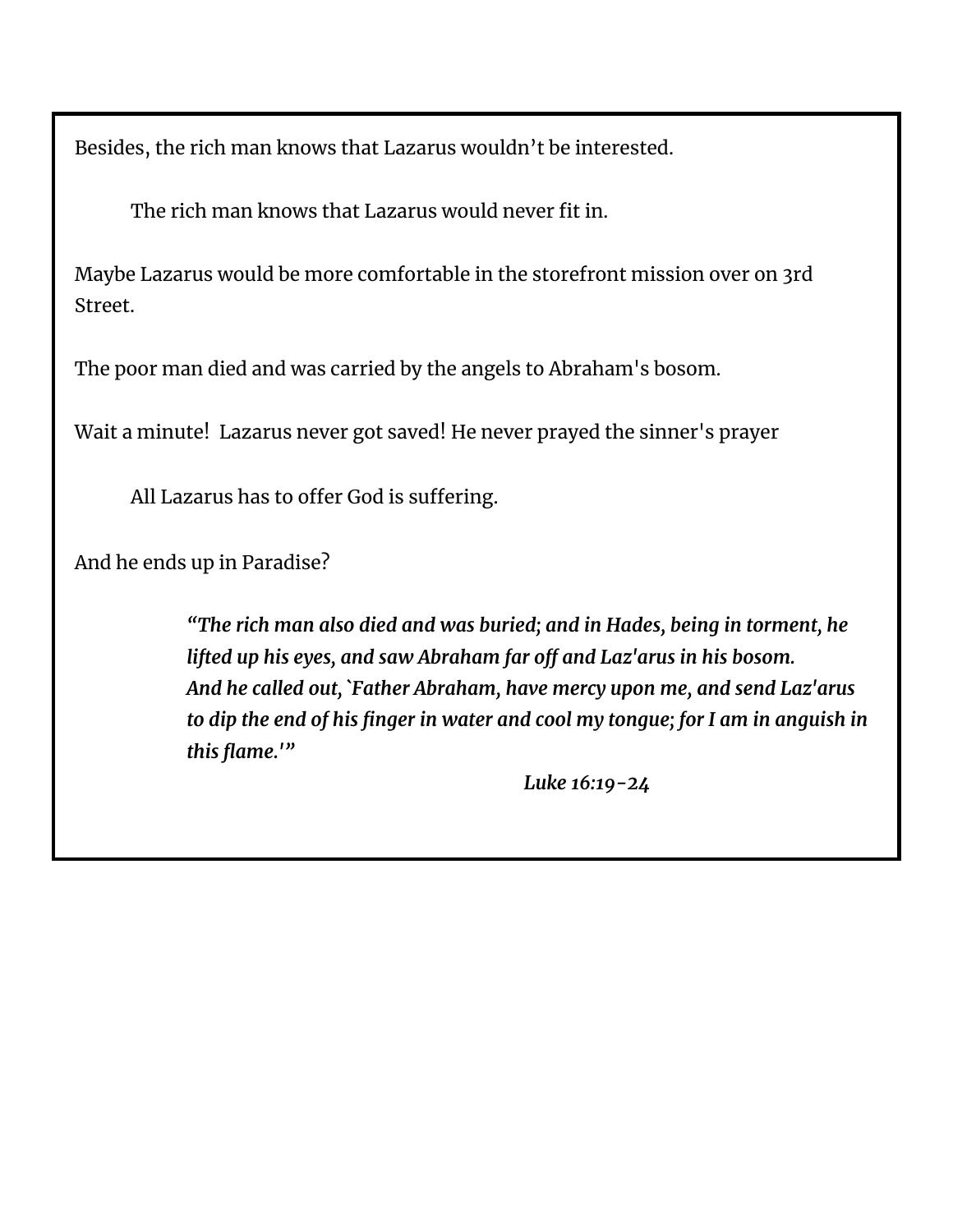Besides, the rich man knows that Lazarus wouldn’t be interested.

The rich man knows that Lazarus would never fit in.

Maybe Lazarus would be more comfortable in the storefront mission over on 3rd Street.

The poor man died and was carried by the angels to Abraham's bosom.

Wait a minute!  Lazarus never got saved! He never prayed the sinner's prayer

All Lazarus has to offer God is suffering.

And he ends up in Paradise?

> ***“The rich man also died and was buried; and in Hades, being in torment, he lifted up his eyes, and saw Abraham far off and Laz'arus in his bosom. And he called out, `Father Abraham, have mercy upon me, and send Laz'arus to dip the end of his finger in water and cool my tongue; for I am in anguish in this flame.'”***
>
> ***Luke 16:19-24***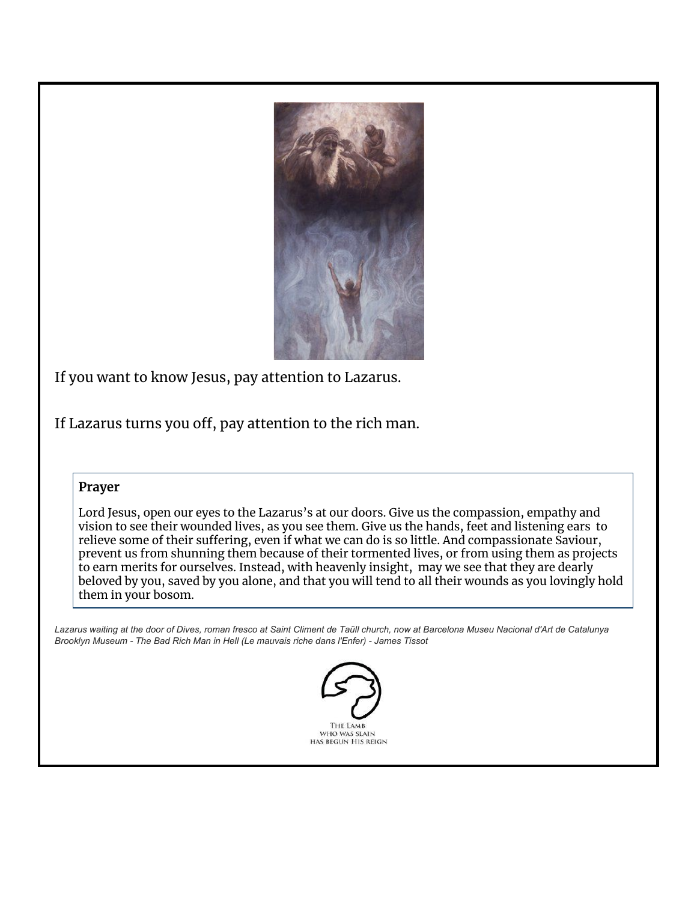If you want to know Jesus, pay attention to Lazarus.

If Lazarus turns you off, pay attention to the rich man.

**Prayer**

Lord Jesus, open our eyes to the Lazarus's at our doors. Give us the compassion, empathy and vision to see their wounded lives, as you see them. Give us the hands, feet and listening ears to relieve some of their suffering, even if what we can do is so little. And compassionate Saviour, prevent us from shunning them because of their tormented lives, or from using them as projects to earn merits for ourselves. Instead, with heavenly insight, may we see that they are dearly beloved by you, saved by you alone, and that you will tend to all their wounds as you lovingly hold them in your bosom.

*Lazarus waiting at the door of Dives, roman fresco at Saint Climent de Taüll church, now at Barcelona Museu Nacional d'Art de Catalunya*
*Brooklyn Museum - The Bad Rich Man in Hell (Le mauvais riche dans l'Enfer) - James Tissot*

THE LAMB
WHO WAS SLAIN
HAS BEGUN HIS REIGN